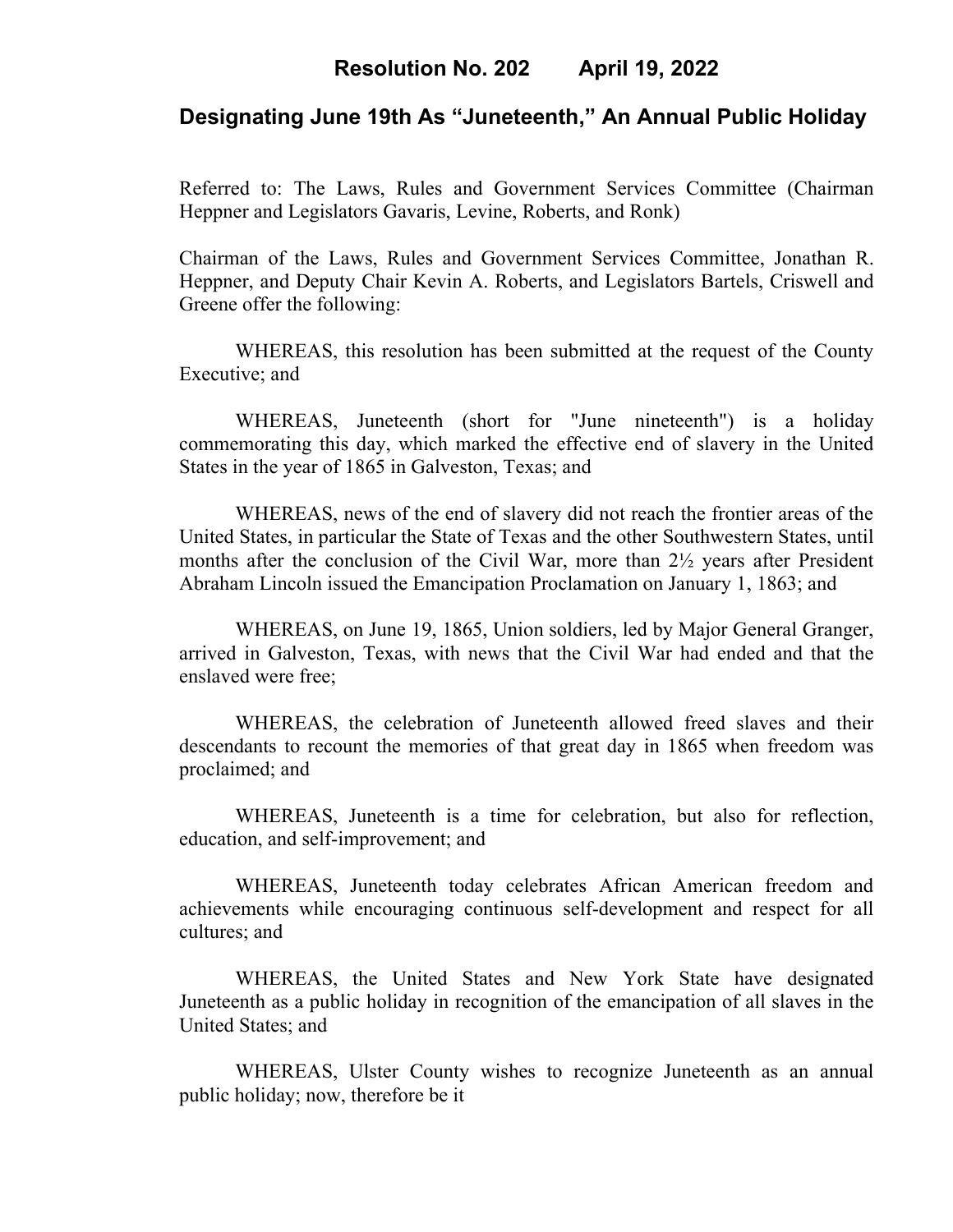# Resolution No. 202 April 19, 2022

## Designating June 19th As "Juneteenth," An Annual Public Holiday

Referred to: The Laws, Rules and Government Services Committee (Chairman Heppner and Legislators Gavaris, Levine, Roberts, and Ronk)

Chairman of the Laws, Rules and Government Services Committee, Jonathan R. Heppner, and Deputy Chair Kevin A. Roberts, and Legislators Bartels, Criswell and Greene offer the following:

WHEREAS, this resolution has been submitted at the request of the County Executive; and

WHEREAS, Juneteenth (short for "June nineteenth") is a holiday commemorating this day, which marked the effective end of slavery in the United States in the year of 1865 in Galveston, Texas; and

WHEREAS, news of the end of slavery did not reach the frontier areas of the United States, in particular the State of Texas and the other Southwestern States, until months after the conclusion of the Civil War, more than 2½ years after President Abraham Lincoln issued the Emancipation Proclamation on January 1, 1863; and

WHEREAS, on June 19, 1865, Union soldiers, led by Major General Granger, arrived in Galveston, Texas, with news that the Civil War had ended and that the enslaved were free;

WHEREAS, the celebration of Juneteenth allowed freed slaves and their descendants to recount the memories of that great day in 1865 when freedom was proclaimed; and

WHEREAS, Juneteenth is a time for celebration, but also for reflection, education, and self-improvement; and

WHEREAS, Juneteenth today celebrates African American freedom and achievements while encouraging continuous self-development and respect for all cultures; and

WHEREAS, the United States and New York State have designated Juneteenth as a public holiday in recognition of the emancipation of all slaves in the United States; and

WHEREAS, Ulster County wishes to recognize Juneteenth as an annual public holiday; now, therefore be it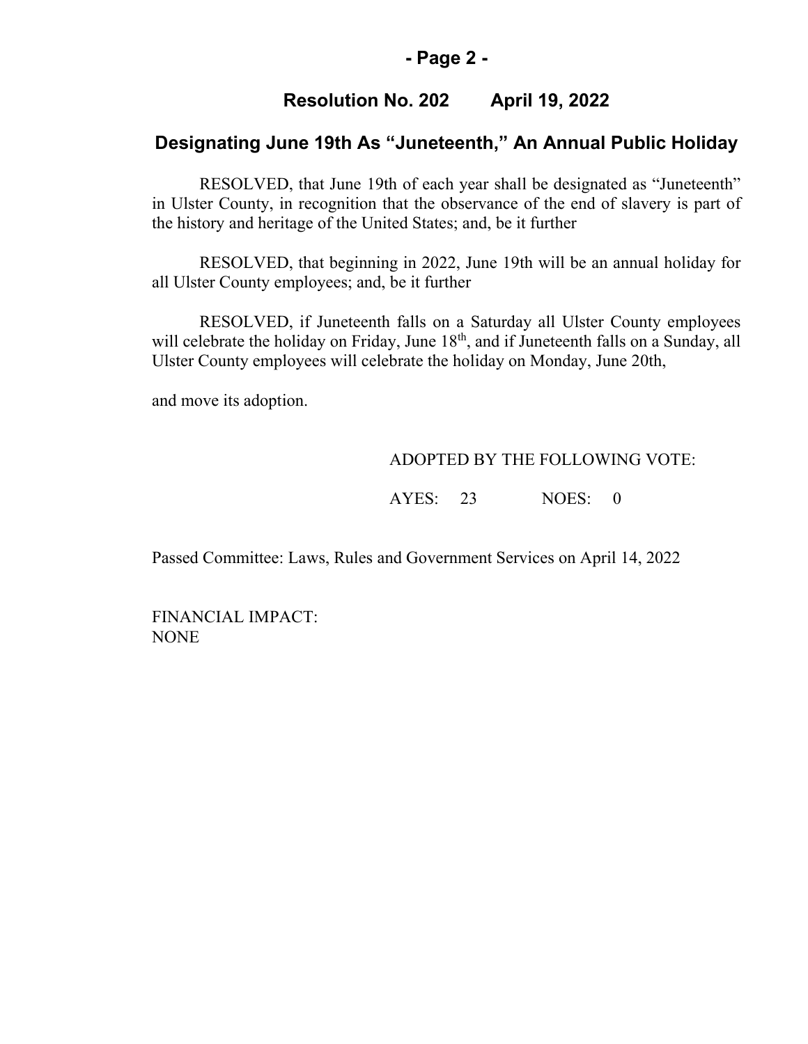## Resolution No. 202 April 19, 2022

## Designating June 19th As "Juneteenth," An Annual Public Holiday

RESOLVED, that June 19th of each year shall be designated as "Juneteenth" in Ulster County, in recognition that the observance of the end of slavery is part of the history and heritage of the United States; and, be it further

RESOLVED, that beginning in 2022, June 19th will be an annual holiday for all Ulster County employees; and, be it further

RESOLVED, if Juneteenth falls on a Saturday all Ulster County employees will celebrate the holiday on Friday, June 18th, and if Juneteenth falls on a Sunday, all Ulster County employees will celebrate the holiday on Monday, June 20th,

and move its adoption.

ADOPTED BY THE FOLLOWING VOTE:

AYES: 23 NOES: 0

Passed Committee: Laws, Rules and Government Services on April 14, 2022

FINANCIAL IMPACT:
NONE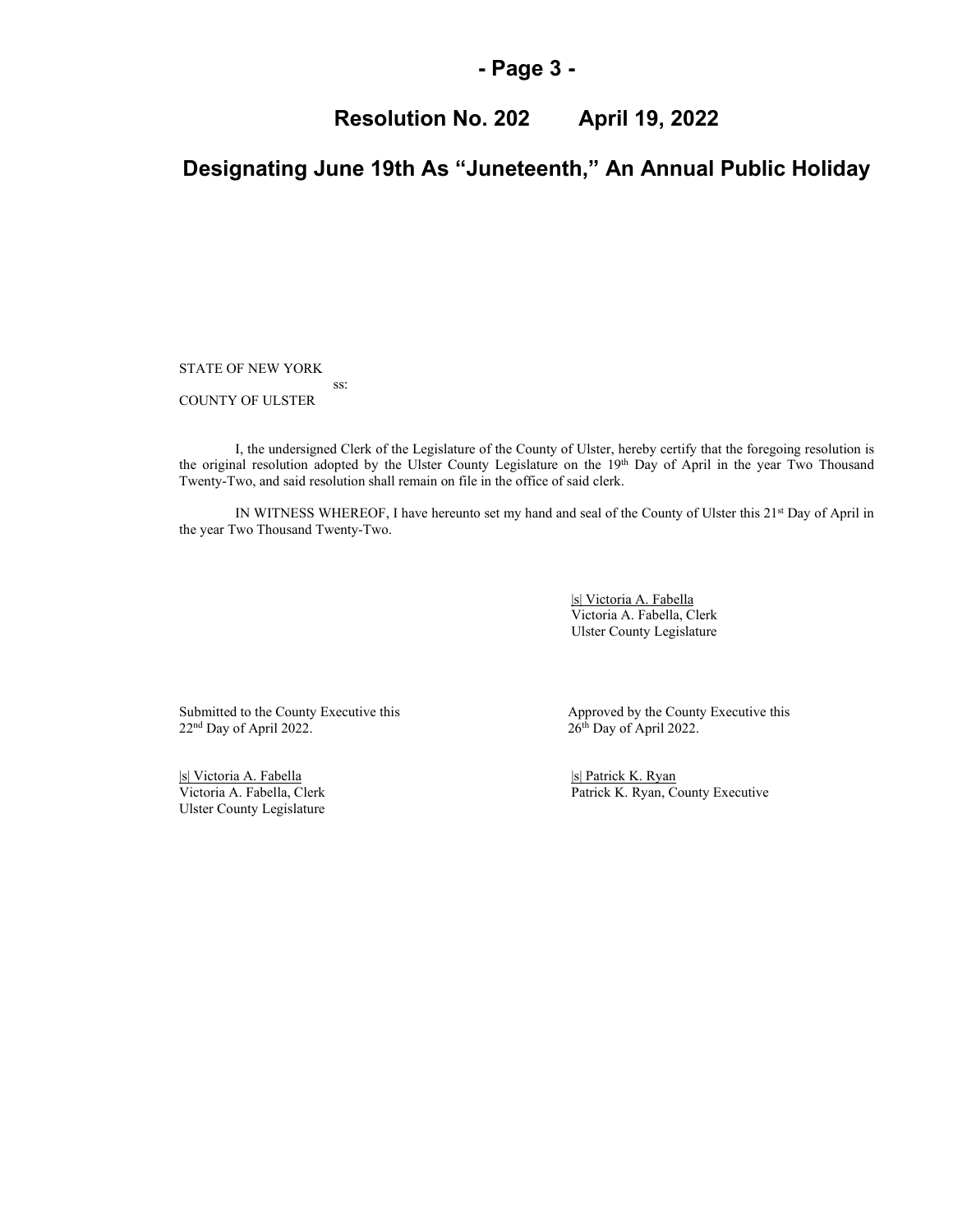**Resolution No. 202 April 19, 2022**

## Designating June 19th As "Juneteenth," An Annual Public Holiday

STATE OF NEW YORK
ss:
COUNTY OF ULSTER

I, the undersigned Clerk of the Legislature of the County of Ulster, hereby certify that the foregoing resolution is the original resolution adopted by the Ulster County Legislature on the 19th Day of April in the year Two Thousand Twenty-Two, and said resolution shall remain on file in the office of said clerk.

IN WITNESS WHEREOF, I have hereunto set my hand and seal of the County of Ulster this 21st Day of April in the year Two Thousand Twenty-Two.

|s| Victoria A. Fabella
Victoria A. Fabella, Clerk
Ulster County Legislature

Submitted to the County Executive this 22nd Day of April 2022.

|s| Victoria A. Fabella
Victoria A. Fabella, Clerk
Ulster County Legislature

Approved by the County Executive this 26th Day of April 2022.

|s| Patrick K. Ryan
Patrick K. Ryan, County Executive